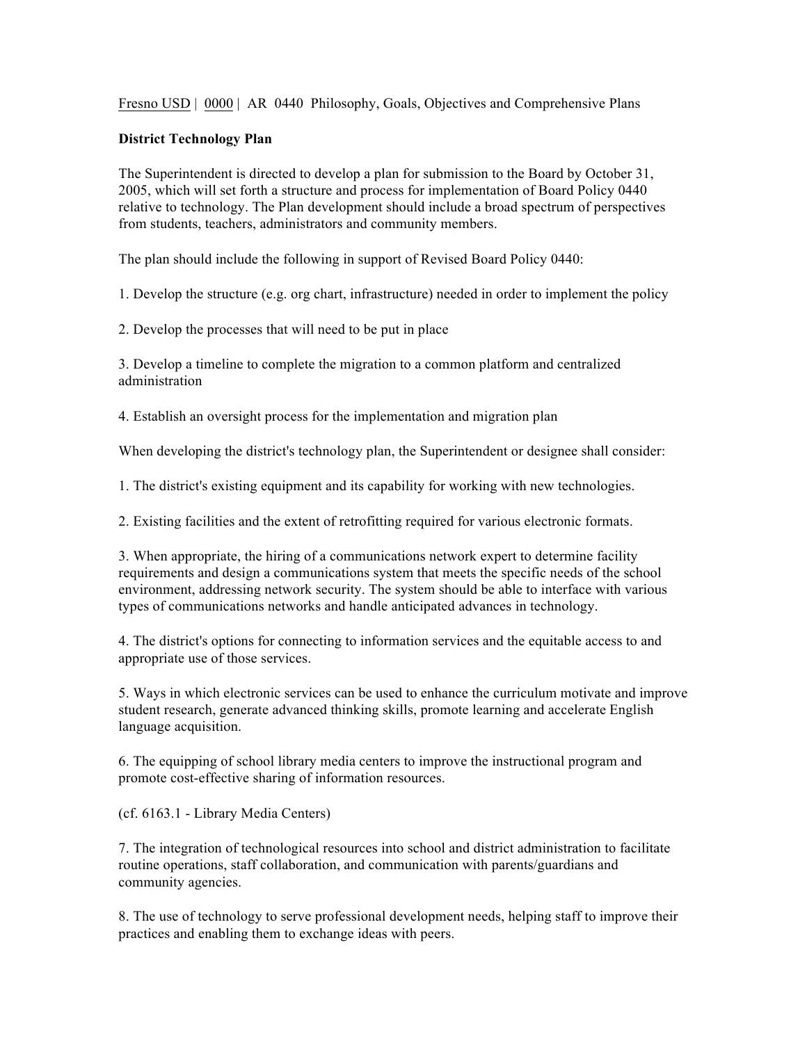Fresno USD | 0000 | AR 0440 Philosophy, Goals, Objectives and Comprehensive Plans

**District Technology Plan**

The Superintendent is directed to develop a plan for submission to the Board by October 31, 2005, which will set forth a structure and process for implementation of Board Policy 0440 relative to technology. The Plan development should include a broad spectrum of perspectives from students, teachers, administrators and community members.

The plan should include the following in support of Revised Board Policy 0440:

1. Develop the structure (e.g. org chart, infrastructure) needed in order to implement the policy

2. Develop the processes that will need to be put in place

3. Develop a timeline to complete the migration to a common platform and centralized administration

4. Establish an oversight process for the implementation and migration plan

When developing the district's technology plan, the Superintendent or designee shall consider:

1. The district's existing equipment and its capability for working with new technologies.

2. Existing facilities and the extent of retrofitting required for various electronic formats.

3. When appropriate, the hiring of a communications network expert to determine facility requirements and design a communications system that meets the specific needs of the school environment, addressing network security. The system should be able to interface with various types of communications networks and handle anticipated advances in technology.

4. The district's options for connecting to information services and the equitable access to and appropriate use of those services.

5. Ways in which electronic services can be used to enhance the curriculum motivate and improve student research, generate advanced thinking skills, promote learning and accelerate English language acquisition.

6. The equipping of school library media centers to improve the instructional program and promote cost-effective sharing of information resources.

(cf. 6163.1 - Library Media Centers)

7. The integration of technological resources into school and district administration to facilitate routine operations, staff collaboration, and communication with parents/guardians and community agencies.

8. The use of technology to serve professional development needs, helping staff to improve their practices and enabling them to exchange ideas with peers.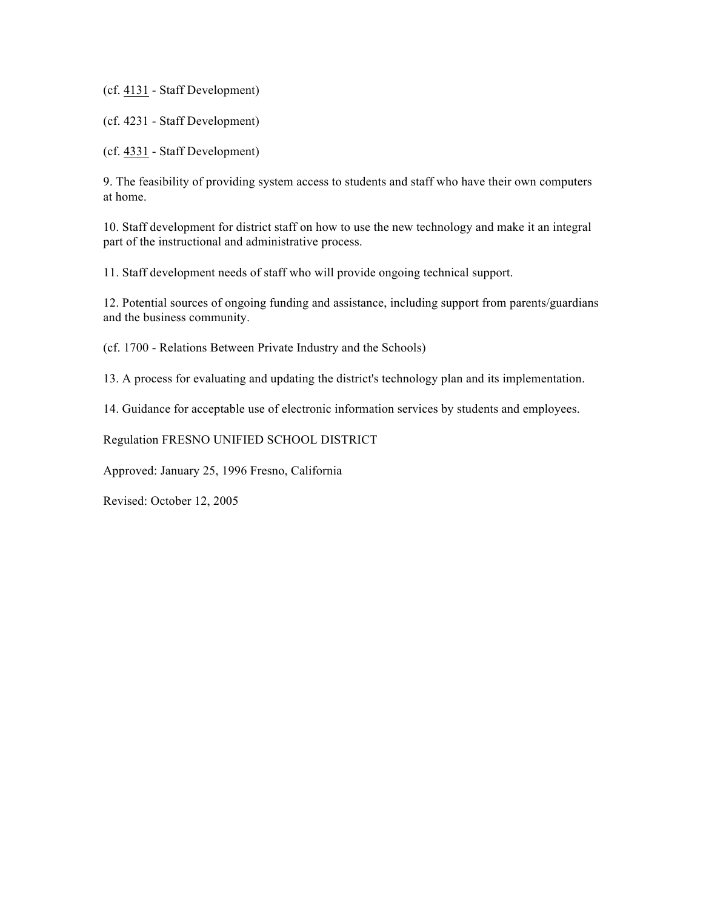(cf. 4131 - Staff Development)

(cf. 4231 - Staff Development)

(cf. 4331 - Staff Development)

9. The feasibility of providing system access to students and staff who have their own computers at home.

10. Staff development for district staff on how to use the new technology and make it an integral part of the instructional and administrative process.

11. Staff development needs of staff who will provide ongoing technical support.

12. Potential sources of ongoing funding and assistance, including support from parents/guardians and the business community.

(cf. 1700 - Relations Between Private Industry and the Schools)

13. A process for evaluating and updating the district's technology plan and its implementation.

14. Guidance for acceptable use of electronic information services by students and employees.

Regulation FRESNO UNIFIED SCHOOL DISTRICT

Approved: January 25, 1996 Fresno, California

Revised: October 12, 2005